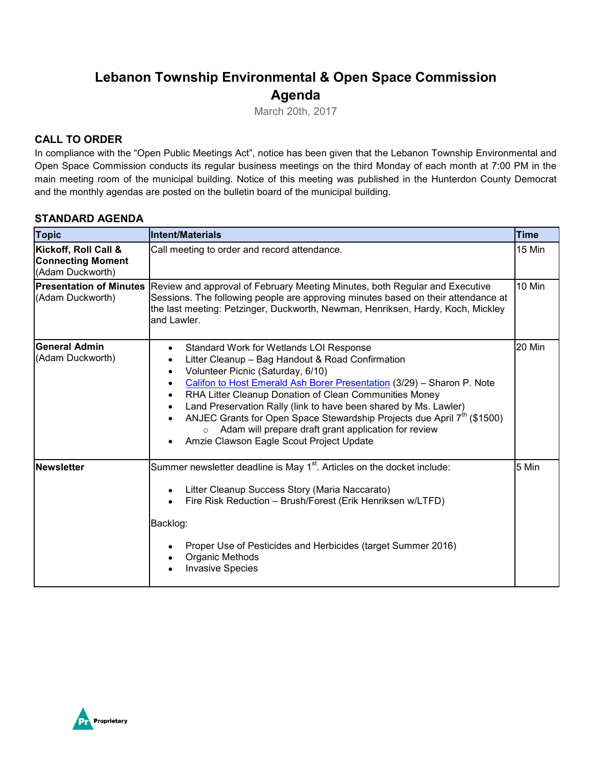# Lebanon Township Environmental & Open Space Commission Agenda

March 20th, 2017

## CALL TO ORDER

In compliance with the "Open Public Meetings Act", notice has been given that the Lebanon Township Environmental and Open Space Commission conducts its regular business meetings on the third Monday of each month at 7:00 PM in the main meeting room of the municipal building. Notice of this meeting was published in the Hunterdon County Democrat and the monthly agendas are posted on the bulletin board of the municipal building.

## STANDARD AGENDA

| Topic | Intent/Materials | Time |
|---|---|---|
| **Kickoff, Roll Call & Connecting Moment** (Adam Duckworth) | Call meeting to order and record attendance. | 15 Min |
| **Presentation of Minutes** (Adam Duckworth) | Review and approval of February Meeting Minutes, both Regular and Executive Sessions. The following people are approving minutes based on their attendance at the last meeting: Petzinger, Duckworth, Newman, Henriksen, Hardy, Koch, Mickley and Lawler. | 10 Min |
| **General Admin** (Adam Duckworth) | • Standard Work for Wetlands LOI Response<br>• Litter Cleanup – Bag Handout & Road Confirmation<br>• Volunteer Picnic (Saturday, 6/10)<br>• Califon to Host Emerald Ash Borer Presentation (3/29) – Sharon P. Note<br>• RHA Litter Cleanup Donation of Clean Communities Money<br>• Land Preservation Rally (link to have been shared by Ms. Lawler)<br>• ANJEC Grants for Open Space Stewardship Projects due April 7th ($1500)<br>&nbsp;&nbsp;&nbsp;&nbsp;○ Adam will prepare draft grant application for review<br>• Amzie Clawson Eagle Scout Project Update | 20 Min |
| **Newsletter** | Summer newsletter deadline is May 1st. Articles on the docket include:<br><br>• Litter Cleanup Success Story (Maria Naccarato)<br>• Fire Risk Reduction – Brush/Forest (Erik Henriksen w/LTFD)<br><br>Backlog:<br><br>• Proper Use of Pesticides and Herbicides (target Summer 2016)<br>• Organic Methods<br>• Invasive Species | 5 Min |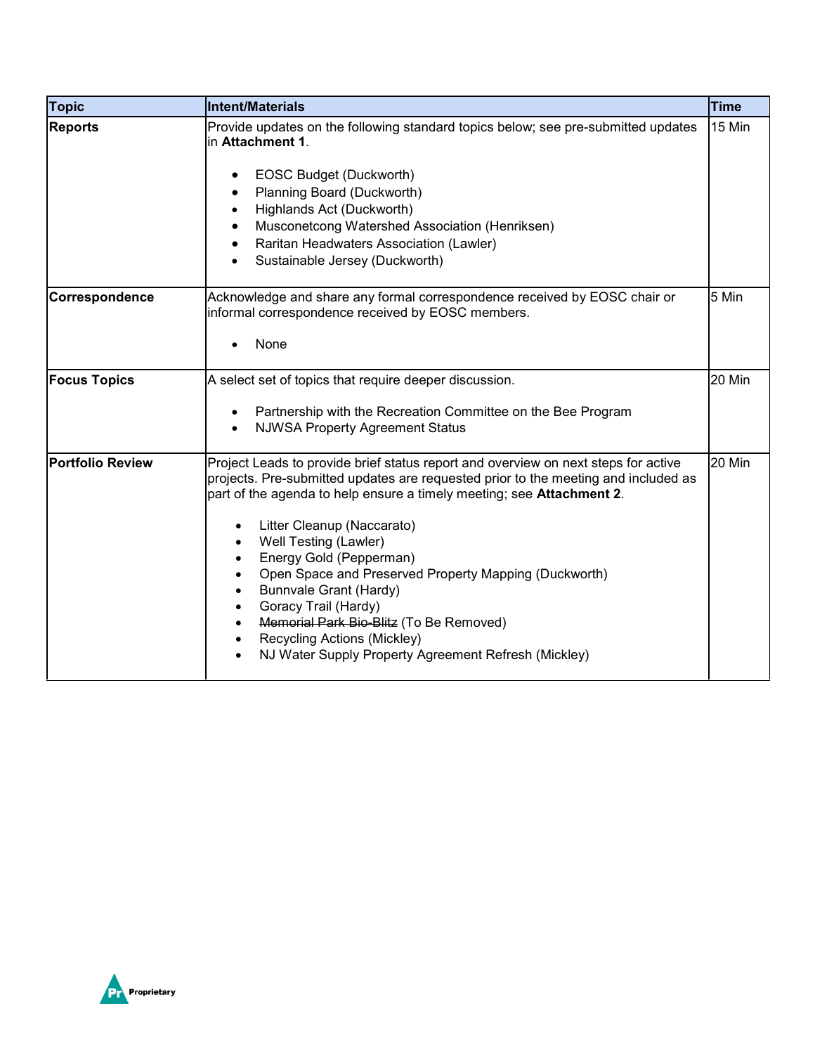| Topic | Intent/Materials | Time |
|---|---|---|
| **Reports** | Provide updates on the following standard topics below; see pre-submitted updates in **Attachment 1**.<br><br>• EOSC Budget (Duckworth)<br>• Planning Board (Duckworth)<br>• Highlands Act (Duckworth)<br>• Musconetcong Watershed Association (Henriksen)<br>• Raritan Headwaters Association (Lawler)<br>• Sustainable Jersey (Duckworth) | 15 Min |
| **Correspondence** | Acknowledge and share any formal correspondence received by EOSC chair or informal correspondence received by EOSC members.<br><br>• None | 5 Min |
| **Focus Topics** | A select set of topics that require deeper discussion.<br><br>• Partnership with the Recreation Committee on the Bee Program<br>• NJWSA Property Agreement Status | 20 Min |
| **Portfolio Review** | Project Leads to provide brief status report and overview on next steps for active projects. Pre-submitted updates are requested prior to the meeting and included as part of the agenda to help ensure a timely meeting; see **Attachment 2**.<br><br>• Litter Cleanup (Naccarato)<br>• Well Testing (Lawler)<br>• Energy Gold (Pepperman)<br>• Open Space and Preserved Property Mapping (Duckworth)<br>• Bunnvale Grant (Hardy)<br>• Goracy Trail (Hardy)<br>• ~~Memorial Park Bio-Blitz~~ (To Be Removed)<br>• Recycling Actions (Mickley)<br>• NJ Water Supply Property Agreement Refresh (Mickley) | 20 Min |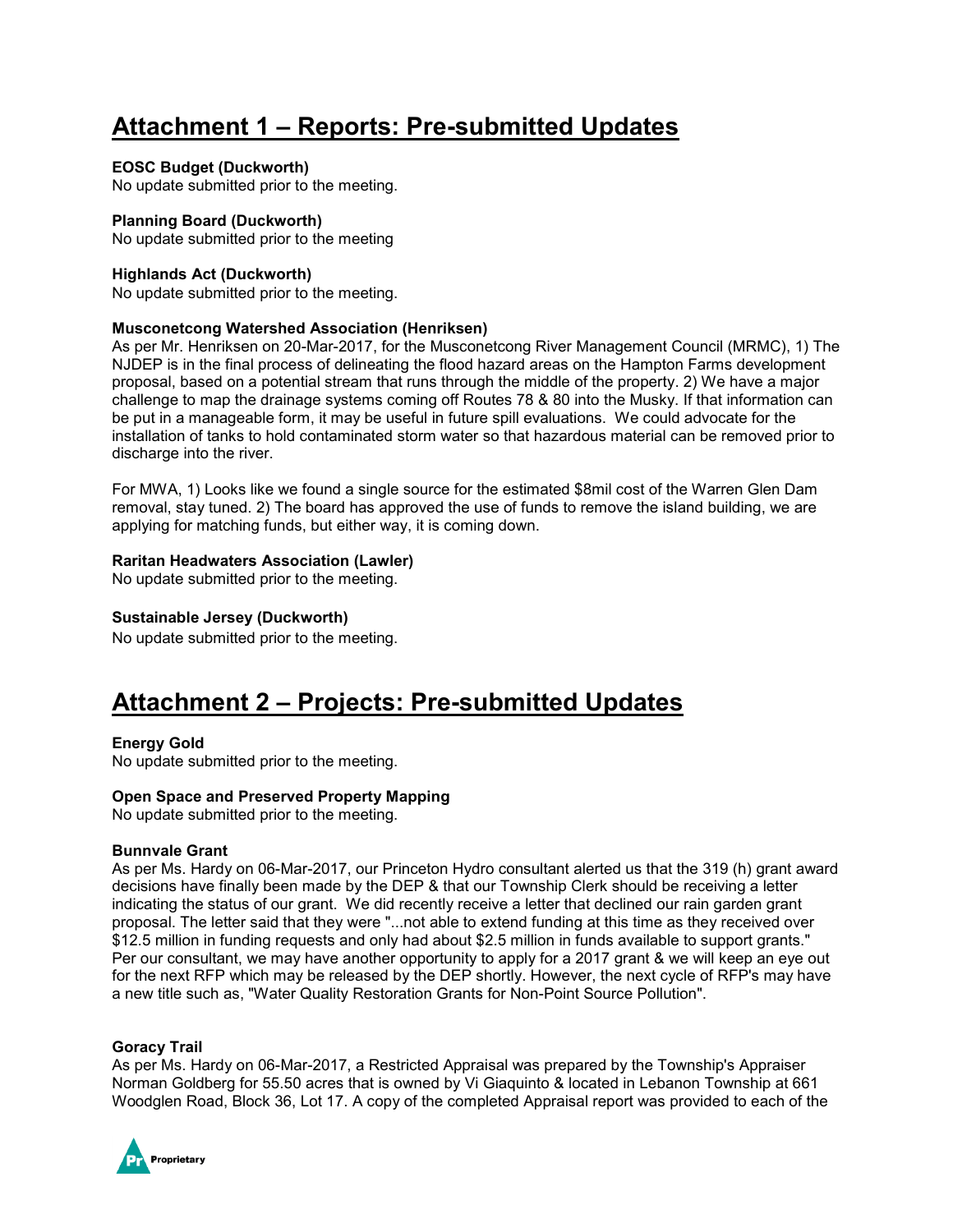# Attachment 1 – Reports: Pre-submitted Updates

**EOSC Budget (Duckworth)**
No update submitted prior to the meeting.

**Planning Board (Duckworth)**
No update submitted prior to the meeting

**Highlands Act (Duckworth)**
No update submitted prior to the meeting.

**Musconetcong Watershed Association (Henriksen)**
As per Mr. Henriksen on 20-Mar-2017, for the Musconetcong River Management Council (MRMC), 1) The NJDEP is in the final process of delineating the flood hazard areas on the Hampton Farms development proposal, based on a potential stream that runs through the middle of the property. 2) We have a major challenge to map the drainage systems coming off Routes 78 & 80 into the Musky. If that information can be put in a manageable form, it may be useful in future spill evaluations. We could advocate for the installation of tanks to hold contaminated storm water so that hazardous material can be removed prior to discharge into the river.

For MWA, 1) Looks like we found a single source for the estimated $8mil cost of the Warren Glen Dam removal, stay tuned. 2) The board has approved the use of funds to remove the island building, we are applying for matching funds, but either way, it is coming down.

**Raritan Headwaters Association (Lawler)**
No update submitted prior to the meeting.

**Sustainable Jersey (Duckworth)**
No update submitted prior to the meeting.

# Attachment 2 – Projects: Pre-submitted Updates

**Energy Gold**
No update submitted prior to the meeting.

**Open Space and Preserved Property Mapping**
No update submitted prior to the meeting.

**Bunnvale Grant**
As per Ms. Hardy on 06-Mar-2017, our Princeton Hydro consultant alerted us that the 319 (h) grant award decisions have finally been made by the DEP & that our Township Clerk should be receiving a letter indicating the status of our grant. We did recently receive a letter that declined our rain garden grant proposal. The letter said that they were "...not able to extend funding at this time as they received over $12.5 million in funding requests and only had about $2.5 million in funds available to support grants." Per our consultant, we may have another opportunity to apply for a 2017 grant & we will keep an eye out for the next RFP which may be released by the DEP shortly. However, the next cycle of RFP's may have a new title such as, "Water Quality Restoration Grants for Non-Point Source Pollution".

**Goracy Trail**
As per Ms. Hardy on 06-Mar-2017, a Restricted Appraisal was prepared by the Township's Appraiser Norman Goldberg for 55.50 acres that is owned by Vi Giaquinto & located in Lebanon Township at 661 Woodglen Road, Block 36, Lot 17. A copy of the completed Appraisal report was provided to each of the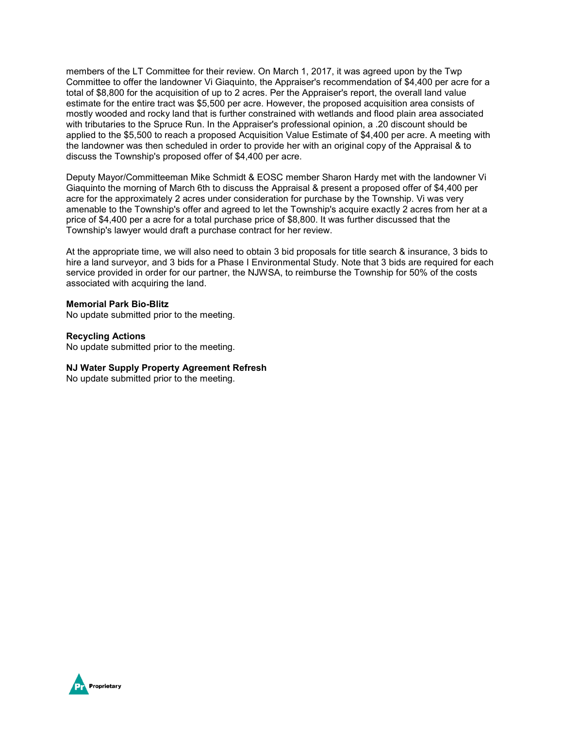members of the LT Committee for their review. On March 1, 2017, it was agreed upon by the Twp Committee to offer the landowner Vi Giaquinto, the Appraiser's recommendation of $4,400 per acre for a total of $8,800 for the acquisition of up to 2 acres. Per the Appraiser's report, the overall land value estimate for the entire tract was $5,500 per acre. However, the proposed acquisition area consists of mostly wooded and rocky land that is further constrained with wetlands and flood plain area associated with tributaries to the Spruce Run. In the Appraiser's professional opinion, a .20 discount should be applied to the $5,500 to reach a proposed Acquisition Value Estimate of $4,400 per acre. A meeting with the landowner was then scheduled in order to provide her with an original copy of the Appraisal & to discuss the Township's proposed offer of $4,400 per acre.

Deputy Mayor/Committeeman Mike Schmidt & EOSC member Sharon Hardy met with the landowner Vi Giaquinto the morning of March 6th to discuss the Appraisal & present a proposed offer of $4,400 per acre for the approximately 2 acres under consideration for purchase by the Township. Vi was very amenable to the Township's offer and agreed to let the Township's acquire exactly 2 acres from her at a price of $4,400 per a acre for a total purchase price of $8,800. It was further discussed that the Township's lawyer would draft a purchase contract for her review.

At the appropriate time, we will also need to obtain 3 bid proposals for title search & insurance, 3 bids to hire a land surveyor, and 3 bids for a Phase I Environmental Study. Note that 3 bids are required for each service provided in order for our partner, the NJWSA, to reimburse the Township for 50% of the costs associated with acquiring the land.

**Memorial Park Bio-Blitz**
No update submitted prior to the meeting.

**Recycling Actions**
No update submitted prior to the meeting.

**NJ Water Supply Property Agreement Refresh**
No update submitted prior to the meeting.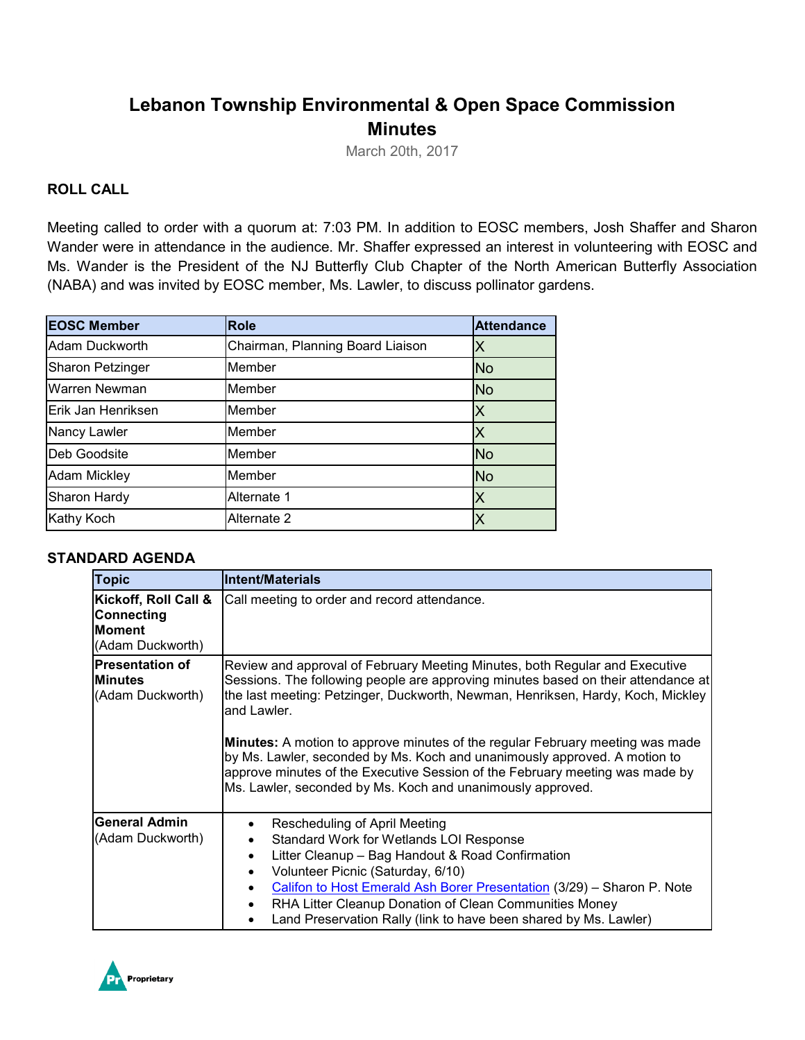# Lebanon Township Environmental & Open Space Commission Minutes

March 20th, 2017

### ROLL CALL

Meeting called to order with a quorum at: 7:03 PM. In addition to EOSC members, Josh Shaffer and Sharon Wander were in attendance in the audience. Mr. Shaffer expressed an interest in volunteering with EOSC and Ms. Wander is the President of the NJ Butterfly Club Chapter of the North American Butterfly Association (NABA) and was invited by EOSC member, Ms. Lawler, to discuss pollinator gardens.

| EOSC Member | Role | Attendance |
|---|---|---|
| Adam Duckworth | Chairman, Planning Board Liaison | X |
| Sharon Petzinger | Member | No |
| Warren Newman | Member | No |
| Erik Jan Henriksen | Member | X |
| Nancy Lawler | Member | X |
| Deb Goodsite | Member | No |
| Adam Mickley | Member | No |
| Sharon Hardy | Alternate 1 | X |
| Kathy Koch | Alternate 2 | X |

### STANDARD AGENDA

| Topic | Intent/Materials |
|---|---|
| **Kickoff, Roll Call & Connecting Moment** (Adam Duckworth) | Call meeting to order and record attendance. |
| **Presentation of Minutes** (Adam Duckworth) | Review and approval of February Meeting Minutes, both Regular and Executive Sessions. The following people are approving minutes based on their attendance at the last meeting: Petzinger, Duckworth, Newman, Henriksen, Hardy, Koch, Mickley and Lawler.<br><br>**Minutes:** A motion to approve minutes of the regular February meeting was made by Ms. Lawler, seconded by Ms. Koch and unanimously approved. A motion to approve minutes of the Executive Session of the February meeting was made by Ms. Lawler, seconded by Ms. Koch and unanimously approved. |
| **General Admin** (Adam Duckworth) | • Rescheduling of April Meeting<br>• Standard Work for Wetlands LOI Response<br>• Litter Cleanup – Bag Handout & Road Confirmation<br>• Volunteer Picnic (Saturday, 6/10)<br>• Califon to Host Emerald Ash Borer Presentation (3/29) – Sharon P. Note<br>• RHA Litter Cleanup Donation of Clean Communities Money<br>• Land Preservation Rally (link to have been shared by Ms. Lawler) |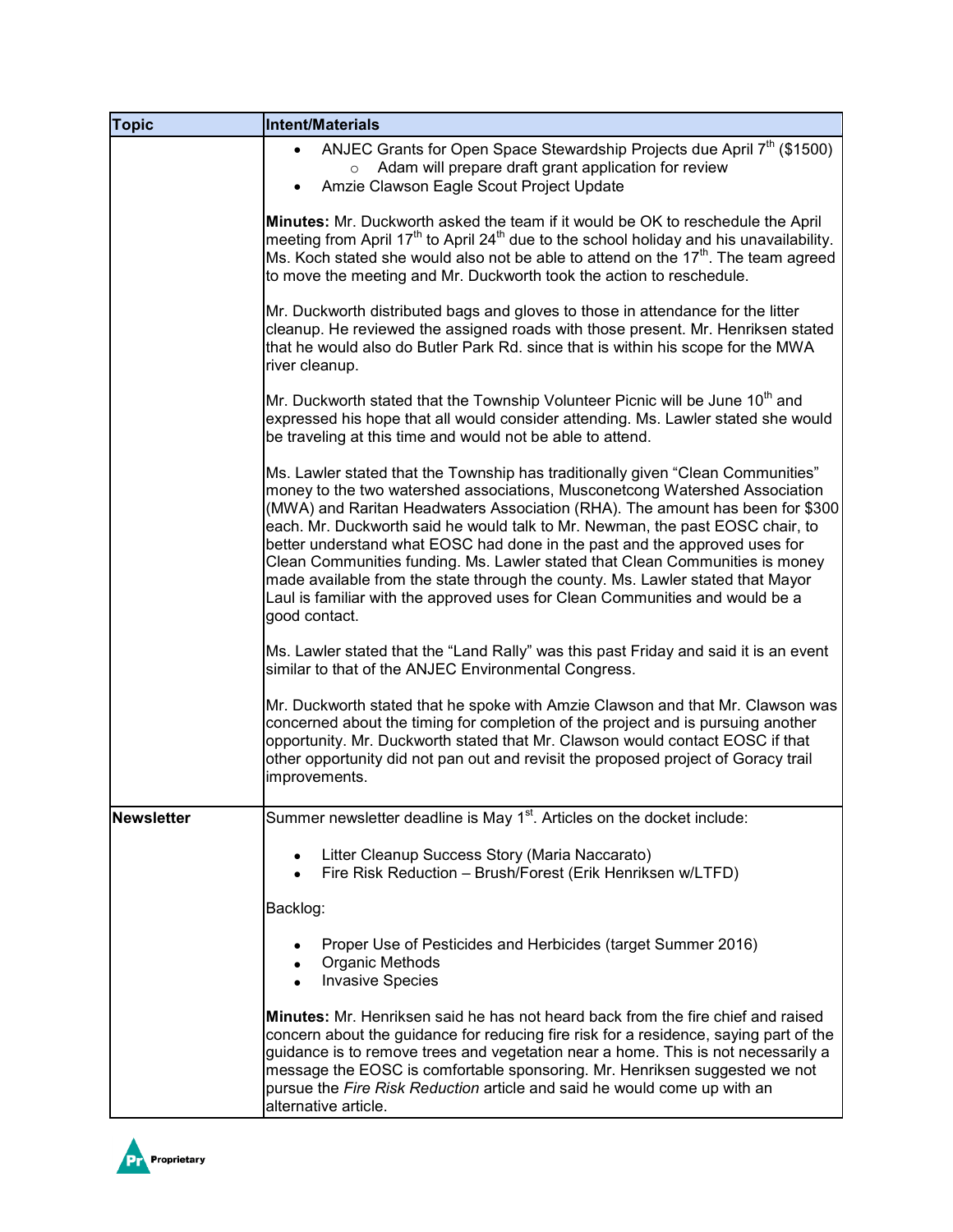| Topic | Intent/Materials |
|---|---|
| | • ANJEC Grants for Open Space Stewardship Projects due April 7th ($1500)<br>&nbsp;&nbsp;&nbsp;&nbsp;○ Adam will prepare draft grant application for review<br>• Amzie Clawson Eagle Scout Project Update<br><br>**Minutes:** Mr. Duckworth asked the team if it would be OK to reschedule the April meeting from April 17th to April 24th due to the school holiday and his unavailability. Ms. Koch stated she would also not be able to attend on the 17th. The team agreed to move the meeting and Mr. Duckworth took the action to reschedule.<br><br>Mr. Duckworth distributed bags and gloves to those in attendance for the litter cleanup. He reviewed the assigned roads with those present. Mr. Henriksen stated that he would also do Butler Park Rd. since that is within his scope for the MWA river cleanup.<br><br>Mr. Duckworth stated that the Township Volunteer Picnic will be June 10th and expressed his hope that all would consider attending. Ms. Lawler stated she would be traveling at this time and would not be able to attend.<br><br>Ms. Lawler stated that the Township has traditionally given "Clean Communities" money to the two watershed associations, Musconetcong Watershed Association (MWA) and Raritan Headwaters Association (RHA). The amount has been for $300 each. Mr. Duckworth said he would talk to Mr. Newman, the past EOSC chair, to better understand what EOSC had done in the past and the approved uses for Clean Communities funding. Ms. Lawler stated that Clean Communities is money made available from the state through the county. Ms. Lawler stated that Mayor Laul is familiar with the approved uses for Clean Communities and would be a good contact.<br><br>Ms. Lawler stated that the "Land Rally" was this past Friday and said it is an event similar to that of the ANJEC Environmental Congress.<br><br>Mr. Duckworth stated that he spoke with Amzie Clawson and that Mr. Clawson was concerned about the timing for completion of the project and is pursuing another opportunity. Mr. Duckworth stated that Mr. Clawson would contact EOSC if that other opportunity did not pan out and revisit the proposed project of Goracy trail improvements. |
| **Newsletter** | Summer newsletter deadline is May 1st. Articles on the docket include:<br><br>• Litter Cleanup Success Story (Maria Naccarato)<br>• Fire Risk Reduction – Brush/Forest (Erik Henriksen w/LTFD)<br><br>Backlog:<br><br>• Proper Use of Pesticides and Herbicides (target Summer 2016)<br>• Organic Methods<br>• Invasive Species<br><br>**Minutes:** Mr. Henriksen said he has not heard back from the fire chief and raised concern about the guidance for reducing fire risk for a residence, saying part of the guidance is to remove trees and vegetation near a home. This is not necessarily a message the EOSC is comfortable sponsoring. Mr. Henriksen suggested we not pursue the *Fire Risk Reduction* article and said he would come up with an alternative article. |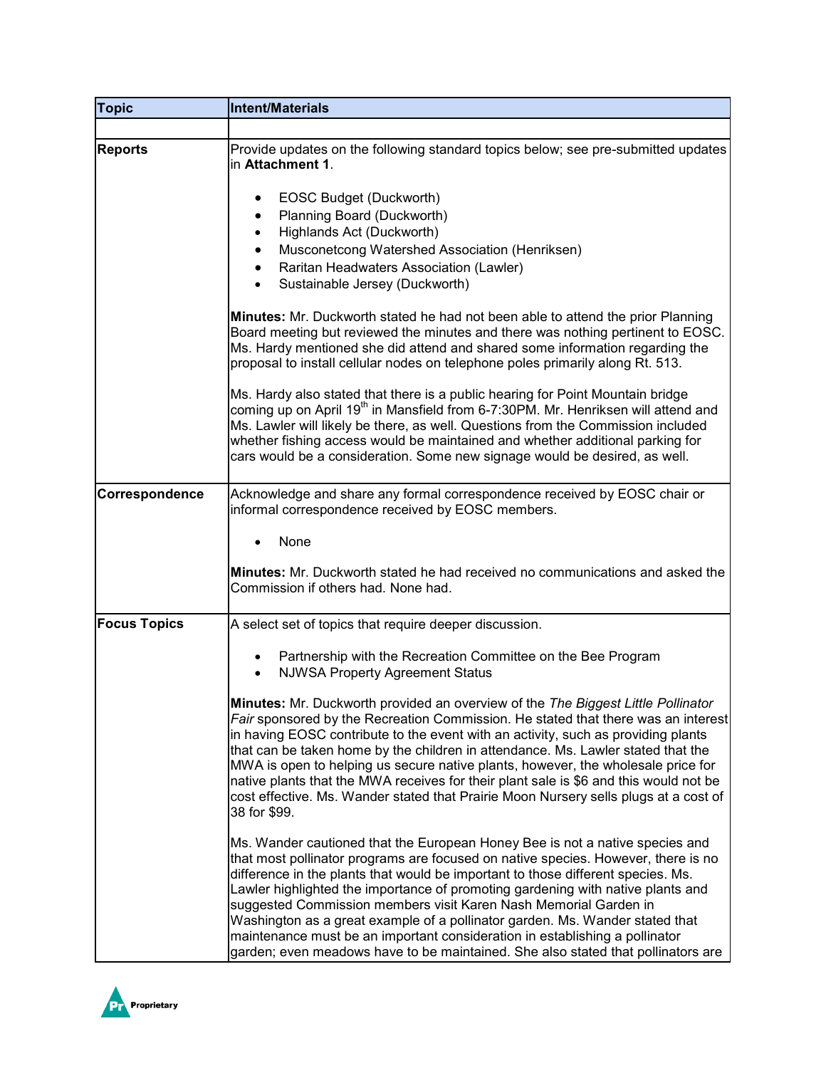| Topic | Intent/Materials |
|---|---|
| | |
| **Reports** | Provide updates on the following standard topics below; see pre-submitted updates in **Attachment 1**.<br><br>• EOSC Budget (Duckworth)<br>• Planning Board (Duckworth)<br>• Highlands Act (Duckworth)<br>• Musconetcong Watershed Association (Henriksen)<br>• Raritan Headwaters Association (Lawler)<br>• Sustainable Jersey (Duckworth)<br><br>**Minutes:** Mr. Duckworth stated he had not been able to attend the prior Planning Board meeting but reviewed the minutes and there was nothing pertinent to EOSC. Ms. Hardy mentioned she did attend and shared some information regarding the proposal to install cellular nodes on telephone poles primarily along Rt. 513.<br><br>Ms. Hardy also stated that there is a public hearing for Point Mountain bridge coming up on April 19th in Mansfield from 6-7:30PM. Mr. Henriksen will attend and Ms. Lawler will likely be there, as well. Questions from the Commission included whether fishing access would be maintained and whether additional parking for cars would be a consideration. Some new signage would be desired, as well. |
| **Correspondence** | Acknowledge and share any formal correspondence received by EOSC chair or informal correspondence received by EOSC members.<br><br>• None<br><br>**Minutes:** Mr. Duckworth stated he had received no communications and asked the Commission if others had. None had. |
| **Focus Topics** | A select set of topics that require deeper discussion.<br><br>• Partnership with the Recreation Committee on the Bee Program<br>• NJWSA Property Agreement Status<br><br>**Minutes:** Mr. Duckworth provided an overview of the *The Biggest Little Pollinator Fair* sponsored by the Recreation Commission. He stated that there was an interest in having EOSC contribute to the event with an activity, such as providing plants that can be taken home by the children in attendance. Ms. Lawler stated that the MWA is open to helping us secure native plants, however, the wholesale price for native plants that the MWA receives for their plant sale is $6 and this would not be cost effective. Ms. Wander stated that Prairie Moon Nursery sells plugs at a cost of 38 for $99.<br><br>Ms. Wander cautioned that the European Honey Bee is not a native species and that most pollinator programs are focused on native species. However, there is no difference in the plants that would be important to those different species. Ms. Lawler highlighted the importance of promoting gardening with native plants and suggested Commission members visit Karen Nash Memorial Garden in Washington as a great example of a pollinator garden. Ms. Wander stated that maintenance must be an important consideration in establishing a pollinator garden; even meadows have to be maintained. She also stated that pollinators are |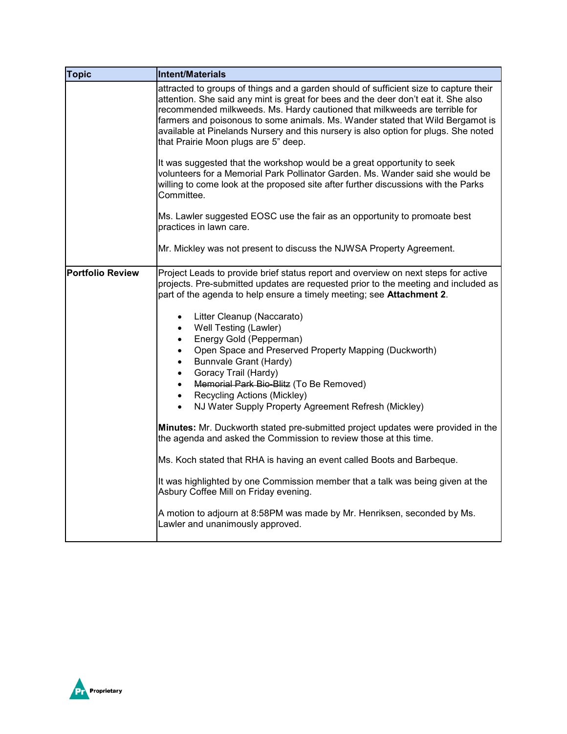| Topic | Intent/Materials |
|---|---|
| | attracted to groups of things and a garden should of sufficient size to capture their attention. She said any mint is great for bees and the deer don't eat it. She also recommended milkweeds. Ms. Hardy cautioned that milkweeds are terrible for farmers and poisonous to some animals. Ms. Wander stated that Wild Bergamot is available at Pinelands Nursery and this nursery is also option for plugs. She noted that Prairie Moon plugs are 5" deep.<br><br>It was suggested that the workshop would be a great opportunity to seek volunteers for a Memorial Park Pollinator Garden. Ms. Wander said she would be willing to come look at the proposed site after further discussions with the Parks Committee.<br><br>Ms. Lawler suggested EOSC use the fair as an opportunity to promoate best practices in lawn care.<br><br>Mr. Mickley was not present to discuss the NJWSA Property Agreement. |
| **Portfolio Review** | Project Leads to provide brief status report and overview on next steps for active projects. Pre-submitted updates are requested prior to the meeting and included as part of the agenda to help ensure a timely meeting; see **Attachment 2**.<br><br>• Litter Cleanup (Naccarato)<br>• Well Testing (Lawler)<br>• Energy Gold (Pepperman)<br>• Open Space and Preserved Property Mapping (Duckworth)<br>• Bunnvale Grant (Hardy)<br>• Goracy Trail (Hardy)<br>• ~~Memorial Park Bio-Blitz~~ (To Be Removed)<br>• Recycling Actions (Mickley)<br>• NJ Water Supply Property Agreement Refresh (Mickley)<br><br>**Minutes:** Mr. Duckworth stated pre-submitted project updates were provided in the the agenda and asked the Commission to review those at this time.<br><br>Ms. Koch stated that RHA is having an event called Boots and Barbeque.<br><br>It was highlighted by one Commission member that a talk was being given at the Asbury Coffee Mill on Friday evening.<br><br>A motion to adjourn at 8:58PM was made by Mr. Henriksen, seconded by Ms. Lawler and unanimously approved. |